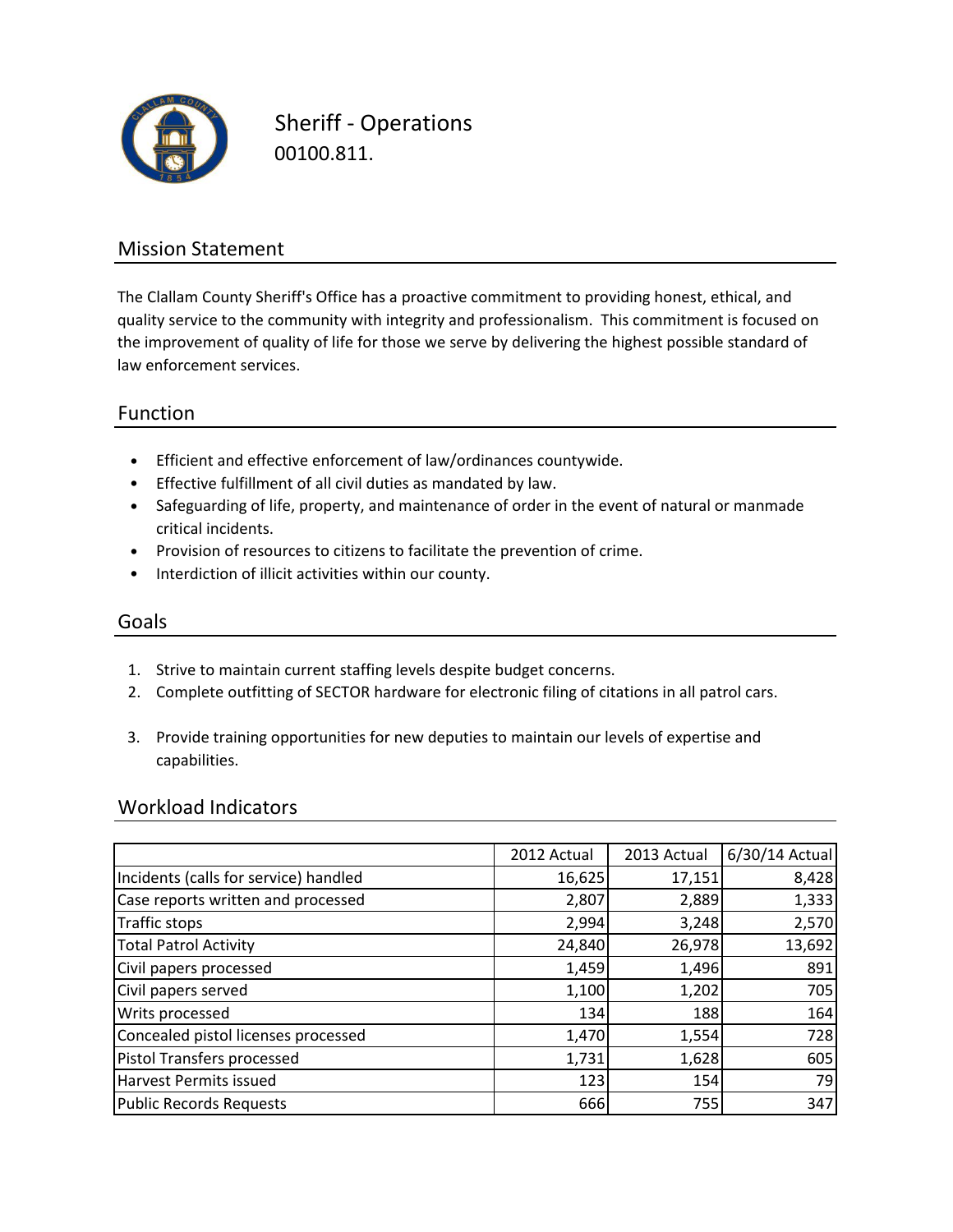# Sheriff - Operations

00100.811.

## Mission Statement

The Clallam County Sheriff's Office has a proactive commitment to providing honest, ethical, and quality service to the community with integrity and professionalism. This commitment is focused on the improvement of quality of life for those we serve by delivering the highest possible standard of law enforcement services.

## Function

- Efficient and effective enforcement of law/ordinances countywide.
- Effective fulfillment of all civil duties as mandated by law.
- Safeguarding of life, property, and maintenance of order in the event of natural or manmade critical incidents.
- Provision of resources to citizens to facilitate the prevention of crime.
- Interdiction of illicit activities within our county.

## Goals

1. Strive to maintain current staffing levels despite budget concerns.
2. Complete outfitting of SECTOR hardware for electronic filing of citations in all patrol cars.
3. Provide training opportunities for new deputies to maintain our levels of expertise and capabilities.

## Workload Indicators

| | 2012 Actual | 2013 Actual | 6/30/14 Actual |
|---|---|---|---|
| Incidents (calls for service) handled | 16,625 | 17,151 | 8,428 |
| Case reports written and processed | 2,807 | 2,889 | 1,333 |
| Traffic stops | 2,994 | 3,248 | 2,570 |
| Total Patrol Activity | 24,840 | 26,978 | 13,692 |
| Civil papers processed | 1,459 | 1,496 | 891 |
| Civil papers served | 1,100 | 1,202 | 705 |
| Writs processed | 134 | 188 | 164 |
| Concealed pistol licenses processed | 1,470 | 1,554 | 728 |
| Pistol Transfers processed | 1,731 | 1,628 | 605 |
| Harvest Permits issued | 123 | 154 | 79 |
| Public Records Requests | 666 | 755 | 347 |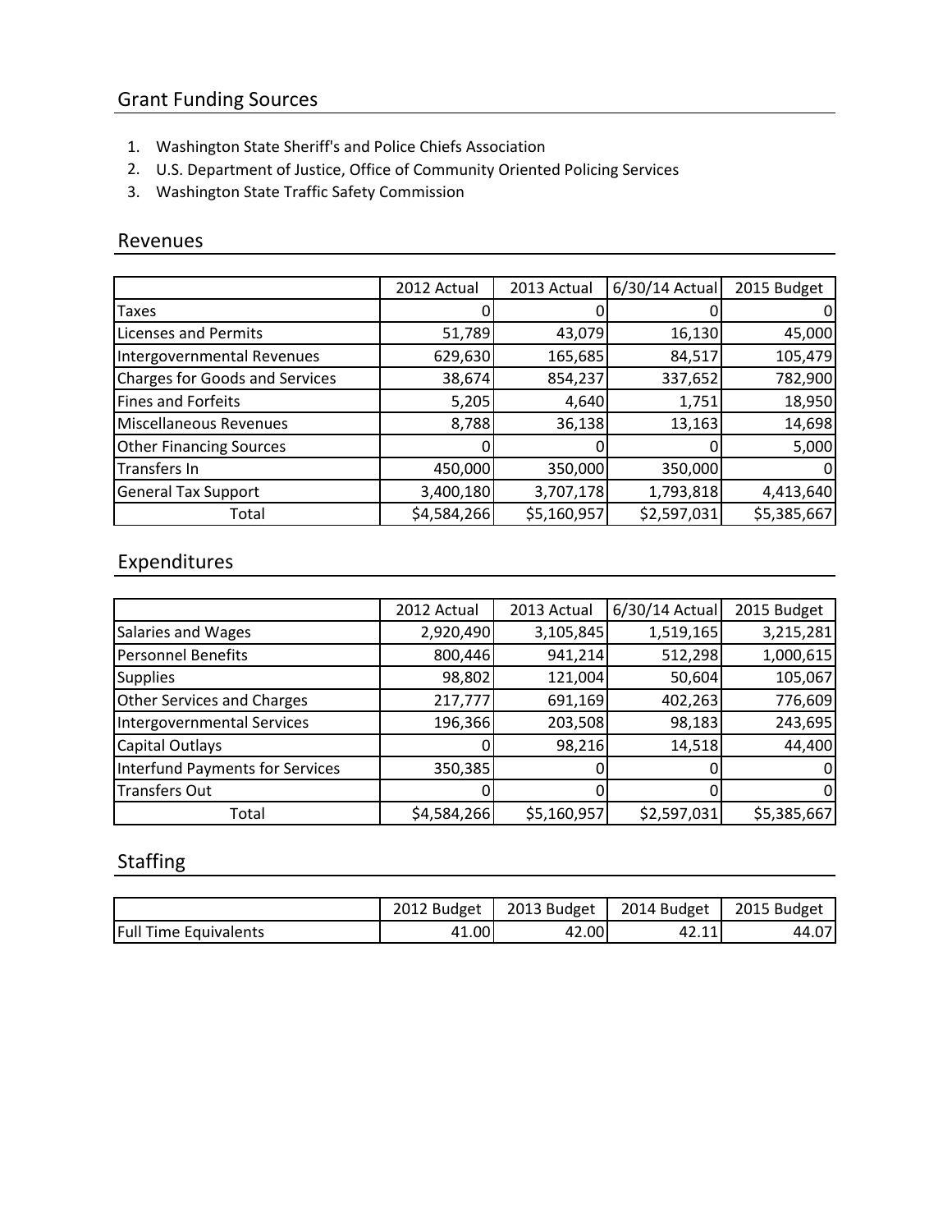## Grant Funding Sources

1. Washington State Sheriff's and Police Chiefs Association
2. U.S. Department of Justice, Office of Community Oriented Policing Services
3. Washington State Traffic Safety Commission

## Revenues

| | 2012 Actual | 2013 Actual | 6/30/14 Actual | 2015 Budget |
|---|---|---|---|---|
| Taxes | 0 | 0 | 0 | 0 |
| Licenses and Permits | 51,789 | 43,079 | 16,130 | 45,000 |
| Intergovernmental Revenues | 629,630 | 165,685 | 84,517 | 105,479 |
| Charges for Goods and Services | 38,674 | 854,237 | 337,652 | 782,900 |
| Fines and Forfeits | 5,205 | 4,640 | 1,751 | 18,950 |
| Miscellaneous Revenues | 8,788 | 36,138 | 13,163 | 14,698 |
| Other Financing Sources | 0 | 0 | 0 | 5,000 |
| Transfers In | 450,000 | 350,000 | 350,000 | 0 |
| General Tax Support | 3,400,180 | 3,707,178 | 1,793,818 | 4,413,640 |
| Total | $4,584,266 | $5,160,957 | $2,597,031 | $5,385,667 |

## Expenditures

| | 2012 Actual | 2013 Actual | 6/30/14 Actual | 2015 Budget |
|---|---|---|---|---|
| Salaries and Wages | 2,920,490 | 3,105,845 | 1,519,165 | 3,215,281 |
| Personnel Benefits | 800,446 | 941,214 | 512,298 | 1,000,615 |
| Supplies | 98,802 | 121,004 | 50,604 | 105,067 |
| Other Services and Charges | 217,777 | 691,169 | 402,263 | 776,609 |
| Intergovernmental Services | 196,366 | 203,508 | 98,183 | 243,695 |
| Capital Outlays | 0 | 98,216 | 14,518 | 44,400 |
| Interfund Payments for Services | 350,385 | 0 | 0 | 0 |
| Transfers Out | 0 | 0 | 0 | 0 |
| Total | $4,584,266 | $5,160,957 | $2,597,031 | $5,385,667 |

## Staffing

| | 2012 Budget | 2013 Budget | 2014 Budget | 2015 Budget |
|---|---|---|---|---|
| Full Time Equivalents | 41.00 | 42.00 | 42.11 | 44.07 |